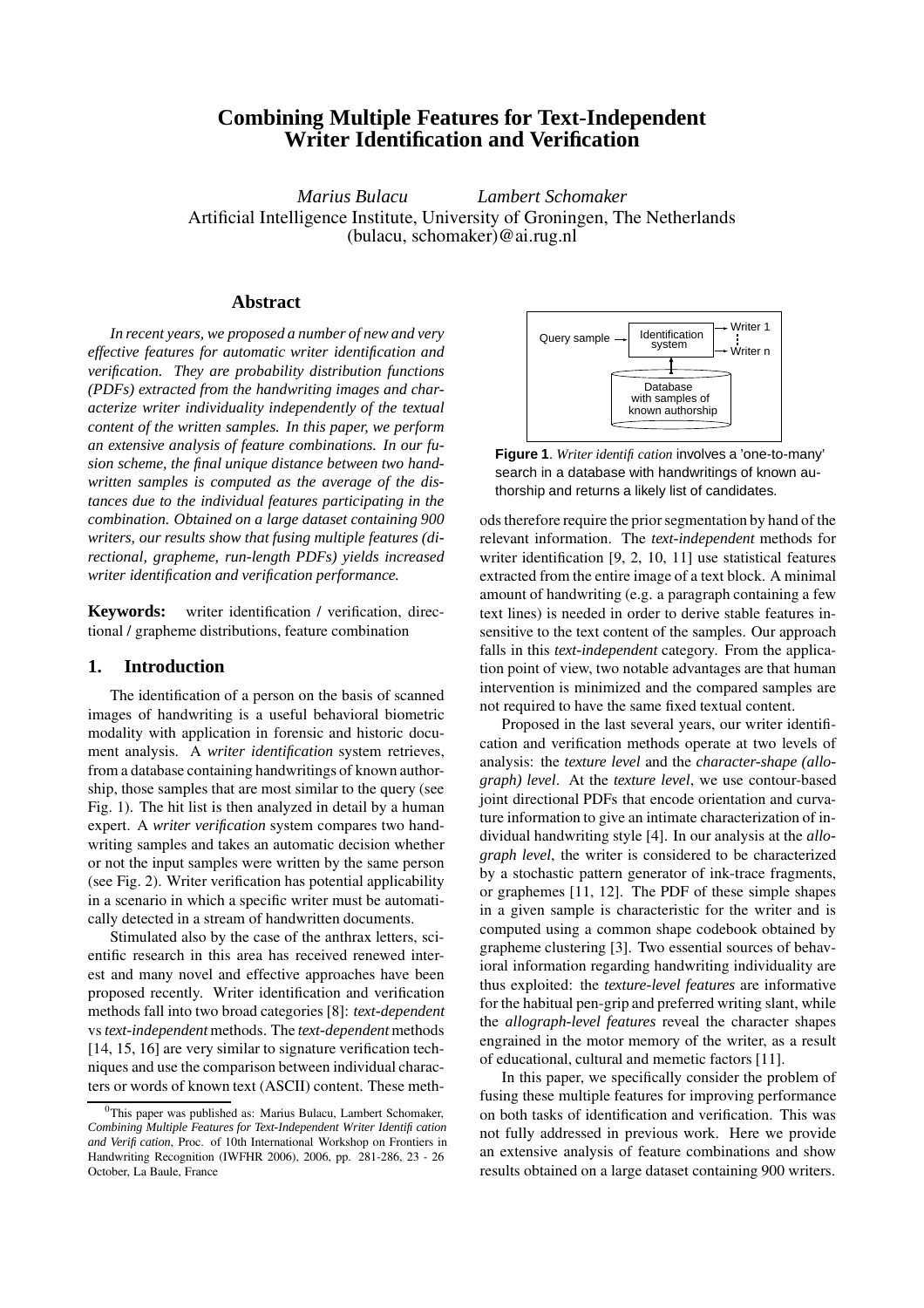# Combining Multiple Features for Text-Independent Writer Identification and Verification

*Marius Bulacu* *Lambert Schomaker*
Artificial Intelligence Institute, University of Groningen, The Netherlands
(bulacu, schomaker)@ai.rug.nl

## Abstract

*In recent years, we proposed a number of new and very effective features for automatic writer identification and verification. They are probability distribution functions (PDFs) extracted from the handwriting images and characterize writer individuality independently of the textual content of the written samples. In this paper, we perform an extensive analysis of feature combinations. In our fusion scheme, the final unique distance between two handwritten samples is computed as the average of the distances due to the individual features participating in the combination. Obtained on a large dataset containing 900 writers, our results show that fusing multiple features (directional, grapheme, run-length PDFs) yields increased writer identification and verification performance.*

**Keywords:** writer identification / verification, directional / grapheme distributions, feature combination

## 1. Introduction

The identification of a person on the basis of scanned images of handwriting is a useful behavioral biometric modality with application in forensic and historic document analysis. A *writer identification* system retrieves, from a database containing handwritings of known authorship, those samples that are most similar to the query (see Fig. 1). The hit list is then analyzed in detail by a human expert. A *writer verification* system compares two handwriting samples and takes an automatic decision whether or not the input samples were written by the same person (see Fig. 2). Writer verification has potential applicability in a scenario in which a specific writer must be automatically detected in a stream of handwritten documents.

Stimulated also by the case of the anthrax letters, scientific research in this area has received renewed interest and many novel and effective approaches have been proposed recently. Writer identification and verification methods fall into two broad categories [8]: *text-dependent* vs *text-independent* methods. The *text-dependent* methods [14, 15, 16] are very similar to signature verification techniques and use the comparison between individual characters or words of known text (ASCII) content. These methods therefore require the prior segmentation by hand of the relevant information. The *text-independent* methods for writer identification [9, 2, 10, 11] use statistical features extracted from the entire image of a text block. A minimal amount of handwriting (e.g. a paragraph containing a few text lines) is needed in order to derive stable features insensitive to the text content of the samples. Our approach falls in this *text-independent* category. From the application point of view, two notable advantages are that human intervention is minimized and the compared samples are not required to have the same fixed textual content.

Query sample
Identification system
Writer 1
Writer n
Database with samples of known authorship

**Figure 1**. *Writer identification* involves a 'one-to-many' search in a database with handwritings of known authorship and returns a likely list of candidates.

Proposed in the last several years, our writer identification and verification methods operate at two levels of analysis: the *texture level* and the *character-shape (allograph) level*. At the *texture level*, we use contour-based joint directional PDFs that encode orientation and curvature information to give an intimate characterization of individual handwriting style [4]. In our analysis at the *allograph level*, the writer is considered to be characterized by a stochastic pattern generator of ink-trace fragments, or graphemes [11, 12]. The PDF of these simple shapes in a given sample is characteristic for the writer and is computed using a common shape codebook obtained by grapheme clustering [3]. Two essential sources of behavioral information regarding handwriting individuality are thus exploited: the *texture-level features* are informative for the habitual pen-grip and preferred writing slant, while the *allograph-level features* reveal the character shapes engrained in the motor memory of the writer, as a result of educational, cultural and memetic factors [11].

In this paper, we specifically consider the problem of fusing these multiple features for improving performance on both tasks of identification and verification. This was not fully addressed in previous work. Here we provide an extensive analysis of feature combinations and show results obtained on a large dataset containing 900 writers.

[0] This paper was published as: Marius Bulacu, Lambert Schomaker, *Combining Multiple Features for Text-Independent Writer Identification and Verification*, Proc. of 10th International Workshop on Frontiers in Handwriting Recognition (IWFHR 2006), 2006, pp. 281-286, 23 - 26 October, La Baule, France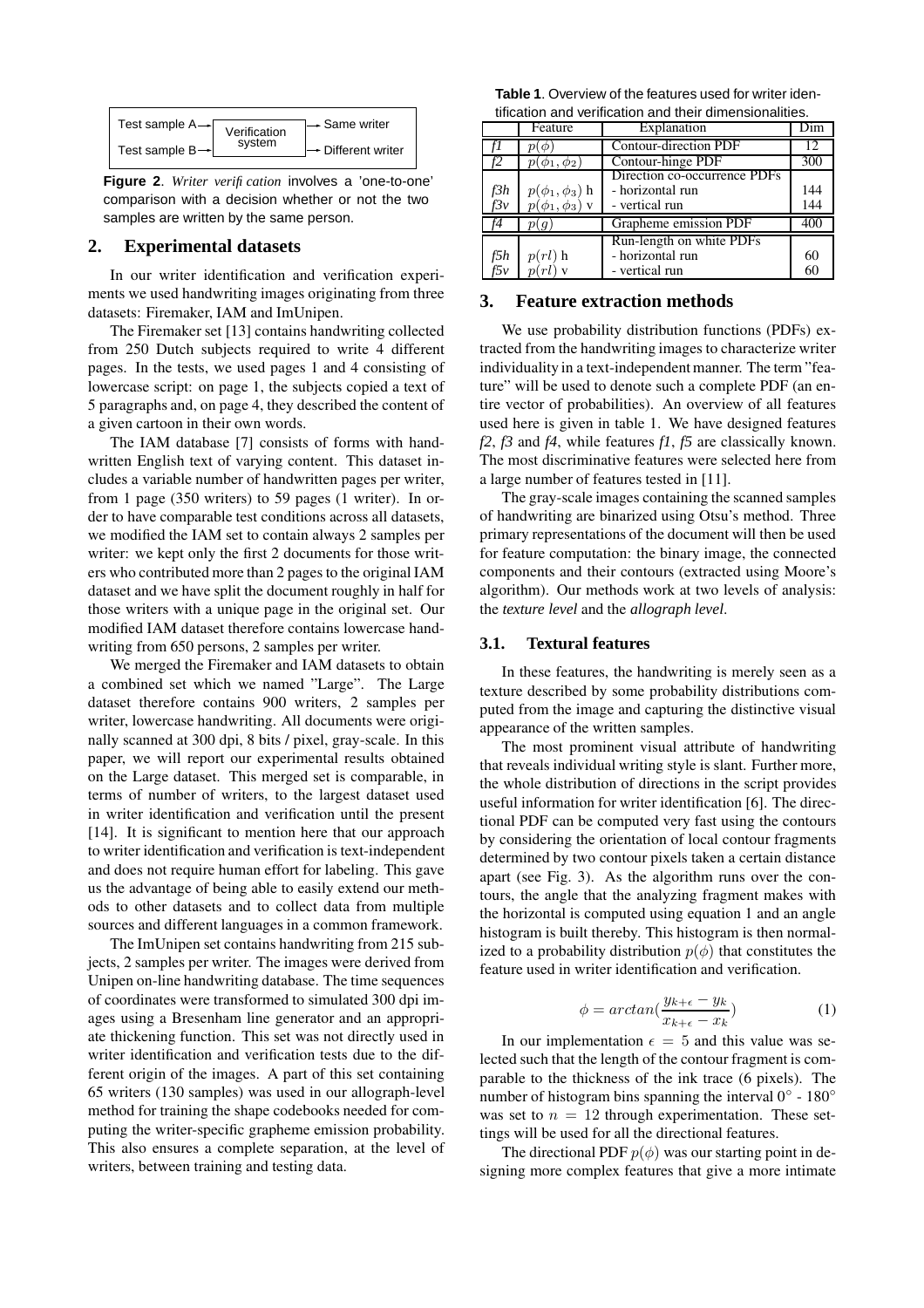Test sample A → Verification system → Same writer

Test sample B → → Different writer

**Figure 2**. *Writer verification* involves a 'one-to-one' comparison with a decision whether or not the two samples are written by the same person.

## 2. Experimental datasets

In our writer identification and verification experiments we used handwriting images originating from three datasets: Firemaker, IAM and ImUnipen.

The Firemaker set [13] contains handwriting collected from 250 Dutch subjects required to write 4 different pages. In the tests, we used pages 1 and 4 consisting of lowercase script: on page 1, the subjects copied a text of 5 paragraphs and, on page 4, they described the content of a given cartoon in their own words.

The IAM database [7] consists of forms with handwritten English text of varying content. This dataset includes a variable number of handwritten pages per writer, from 1 page (350 writers) to 59 pages (1 writer). In order to have comparable test conditions across all datasets, we modified the IAM set to contain always 2 samples per writer: we kept only the first 2 documents for those writers who contributed more than 2 pages to the original IAM dataset and we have split the document roughly in half for those writers with a unique page in the original set. Our modified IAM dataset therefore contains lowercase handwriting from 650 persons, 2 samples per writer.

We merged the Firemaker and IAM datasets to obtain a combined set which we named "Large". The Large dataset therefore contains 900 writers, 2 samples per writer, lowercase handwriting. All documents were originally scanned at 300 dpi, 8 bits / pixel, gray-scale. In this paper, we will report our experimental results obtained on the Large dataset. This merged set is comparable, in terms of number of writers, to the largest dataset used in writer identification and verification until the present [14]. It is significant to mention here that our approach to writer identification and verification is text-independent and does not require human effort for labeling. This gave us the advantage of being able to easily extend our methods to other datasets and to collect data from multiple sources and different languages in a common framework.

The ImUnipen set contains handwriting from 215 subjects, 2 samples per writer. The images were derived from Unipen on-line handwriting database. The time sequences of coordinates were transformed to simulated 300 dpi images using a Bresenham line generator and an appropriate thickening function. This set was not directly used in writer identification and verification tests due to the different origin of the images. A part of this set containing 65 writers (130 samples) was used in our allograph-level method for training the shape codebooks needed for computing the writer-specific grapheme emission probability. This also ensures a complete separation, at the level of writers, between training and testing data.

**Table 1**. Overview of the features used for writer identification and verification and their dimensionalities.

| | Feature | Explanation | Dim |
|---|---|---|---|
| *f1* | $p(\phi)$ | Contour-direction PDF | 12 |
| *f2* | $p(\phi_1, \phi_2)$ | Contour-hinge PDF | 300 |
| | | Direction co-occurrence PDFs | |
| *f3h* | $p(\phi_1, \phi_3)$ h | - horizontal run | 144 |
| *f3v* | $p(\phi_1, \phi_3)$ v | - vertical run | 144 |
| *f4* | $p(g)$ | Grapheme emission PDF | 400 |
| | | Run-length on white PDFs | |
| *f5h* | $p(rl)$ h | - horizontal run | 60 |
| *f5v* | $p(rl)$ v | - vertical run | 60 |

## 3. Feature extraction methods

We use probability distribution functions (PDFs) extracted from the handwriting images to characterize writer individuality in a text-independent manner. The term "feature" will be used to denote such a complete PDF (an entire vector of probabilities). An overview of all features used here is given in table 1. We have designed features *f2*, *f3* and *f4*, while features *f1*, *f5* are classically known. The most discriminative features were selected here from a large number of features tested in [11].

The gray-scale images containing the scanned samples of handwriting are binarized using Otsu's method. Three primary representations of the document will then be used for feature computation: the binary image, the connected components and their contours (extracted using Moore's algorithm). Our methods work at two levels of analysis: the *texture level* and the *allograph level*.

### 3.1. Textural features

In these features, the handwriting is merely seen as a texture described by some probability distributions computed from the image and capturing the distinctive visual appearance of the written samples.

The most prominent visual attribute of handwriting that reveals individual writing style is slant. Further more, the whole distribution of directions in the script provides useful information for writer identification [6]. The directional PDF can be computed very fast using the contours by considering the orientation of local contour fragments determined by two contour pixels taken a certain distance apart (see Fig. 3). As the algorithm runs over the contours, the angle that the analyzing fragment makes with the horizontal is computed using equation 1 and an angle histogram is built thereby. This histogram is then normalized to a probability distribution $p(\phi)$ that constitutes the feature used in writer identification and verification.

$$\phi = arctan(\frac{y_{k+\epsilon} - y_k}{x_{k+\epsilon} - x_k}) \tag{1}$$

In our implementation $\epsilon = 5$ and this value was selected such that the length of the contour fragment is comparable to the thickness of the ink trace (6 pixels). The number of histogram bins spanning the interval 0° - 180° was set to $n = 12$ through experimentation. These settings will be used for all the directional features.

The directional PDF $p(\phi)$ was our starting point in designing more complex features that give a more intimate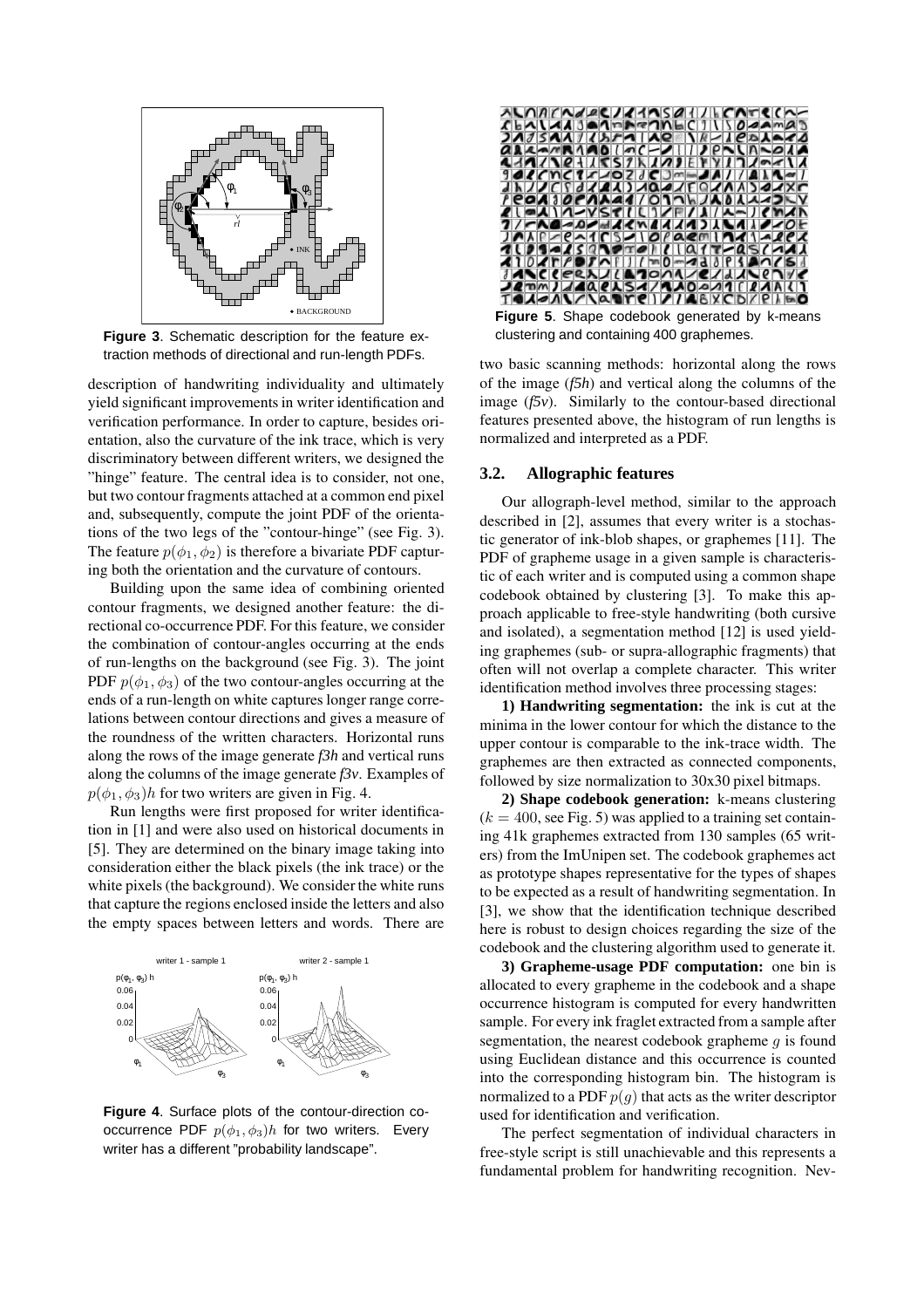Figure 3. Schematic description for the feature extraction methods of directional and run-length PDFs.

description of handwriting individuality and ultimately yield significant improvements in writer identification and verification performance. In order to capture, besides orientation, also the curvature of the ink trace, which is very discriminatory between different writers, we designed the "hinge" feature. The central idea is to consider, not one, but two contour fragments attached at a common end pixel and, subsequently, compute the joint PDF of the orientations of the two legs of the "contour-hinge" (see Fig. 3). The feature $p(\phi_1, \phi_2)$ is therefore a bivariate PDF capturing both the orientation and the curvature of contours.

Building upon the same idea of combining oriented contour fragments, we designed another feature: the directional co-occurrence PDF. For this feature, we consider the combination of contour-angles occurring at the ends of run-lengths on the background (see Fig. 3). The joint PDF $p(\phi_1, \phi_3)$ of the two contour-angles occurring at the ends of a run-length on white captures longer range correlations between contour directions and gives a measure of the roundness of the written characters. Horizontal runs along the rows of the image generate *f3h* and vertical runs along the columns of the image generate *f3v*. Examples of $p(\phi_1, \phi_3)h$ for two writers are given in Fig. 4.

Run lengths were first proposed for writer identification in [1] and were also used on historical documents in [5]. They are determined on the binary image taking into consideration either the black pixels (the ink trace) or the white pixels (the background). We consider the white runs that capture the regions enclosed inside the letters and also the empty spaces between letters and words. There are

Figure 4. Surface plots of the contour-direction co-occurrence PDF $p(\phi_1, \phi_3)h$ for two writers. Every writer has a different "probability landscape".

Figure 5. Shape codebook generated by k-means clustering and containing 400 graphemes.

two basic scanning methods: horizontal along the rows of the image (*f5h*) and vertical along the columns of the image (*f5v*). Similarly to the contour-based directional features presented above, the histogram of run lengths is normalized and interpreted as a PDF.

### 3.2. Allographic features

Our allograph-level method, similar to the approach described in [2], assumes that every writer is a stochastic generator of ink-blob shapes, or graphemes [11]. The PDF of grapheme usage in a given sample is characteristic of each writer and is computed using a common shape codebook obtained by clustering [3]. To make this approach applicable to free-style handwriting (both cursive and isolated), a segmentation method [12] is used yielding graphemes (sub- or supra-allographic fragments) that often will not overlap a complete character. This writer identification method involves three processing stages:

**1) Handwriting segmentation:** the ink is cut at the minima in the lower contour for which the distance to the upper contour is comparable to the ink-trace width. The graphemes are then extracted as connected components, followed by size normalization to 30x30 pixel bitmaps.

**2) Shape codebook generation:** k-means clustering ($k = 400$, see Fig. 5) was applied to a training set containing 41k graphemes extracted from 130 samples (65 writers) from the ImUnipen set. The codebook graphemes act as prototype shapes representative for the types of shapes to be expected as a result of handwriting segmentation. In [3], we show that the identification technique described here is robust to design choices regarding the size of the codebook and the clustering algorithm used to generate it.

**3) Grapheme-usage PDF computation:** one bin is allocated to every grapheme in the codebook and a shape occurrence histogram is computed for every handwritten sample. For every ink fraglet extracted from a sample after segmentation, the nearest codebook grapheme $g$ is found using Euclidean distance and this occurrence is counted into the corresponding histogram bin. The histogram is normalized to a PDF $p(g)$ that acts as the writer descriptor used for identification and verification.

The perfect segmentation of individual characters in free-style script is still unachievable and this represents a fundamental problem for handwriting recognition. Nev-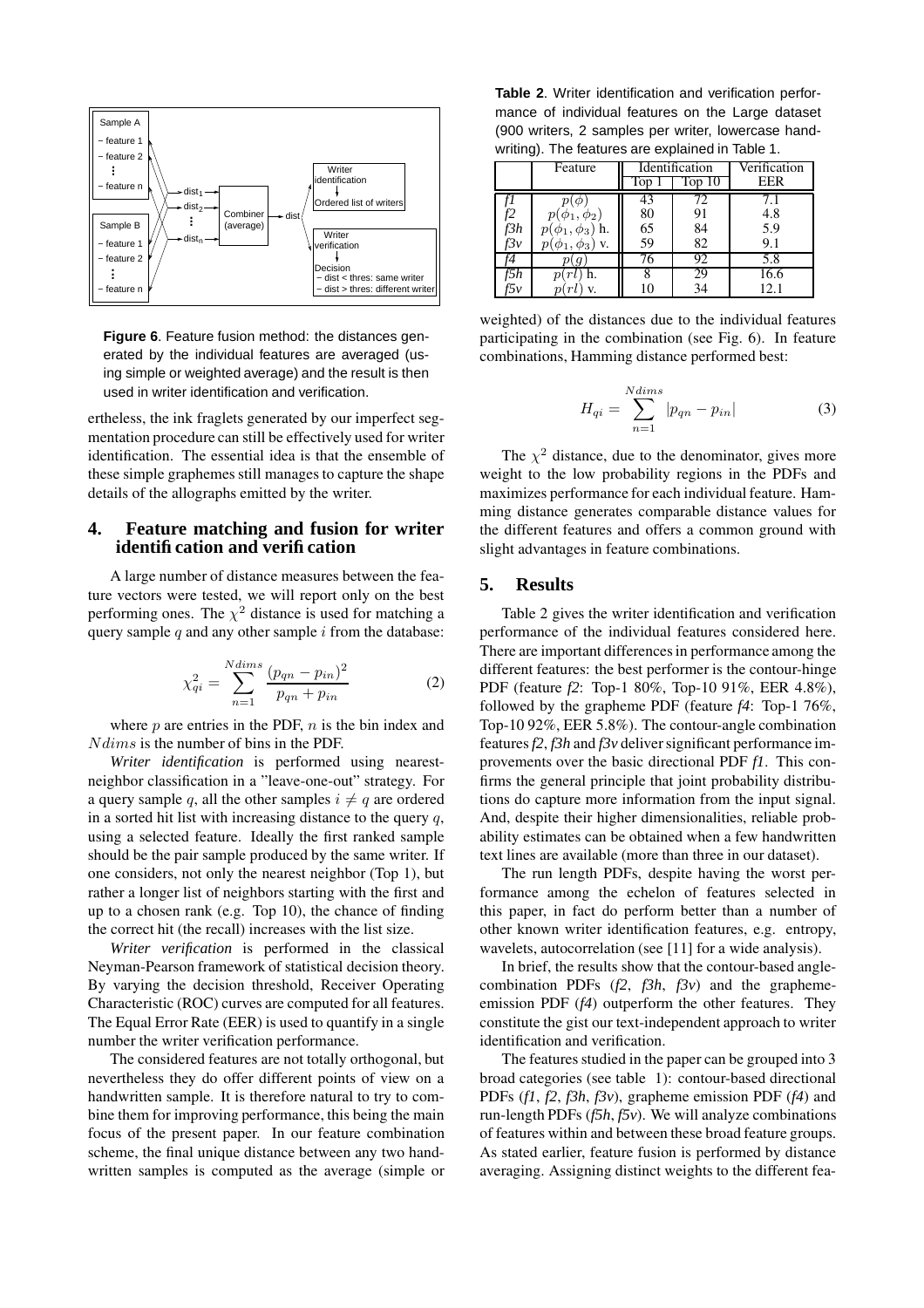Sample A
− feature 1
− feature 2
⋮
− feature n

Sample B
− feature 1
− feature 2
⋮
− feature n

$dist_1$
$dist_2$
⋮
$dist_n$

Combiner (average)

dist

Writer identification
Ordered list of writers

Writer verification
Decision
− dist < thres: same writer
− dist > thres: different writer

**Figure 6**. Feature fusion method: the distances generated by the individual features are averaged (using simple or weighted average) and the result is then used in writer identification and verification.

ertheless, the ink fraglets generated by our imperfect segmentation procedure can still be effectively used for writer identification. The essential idea is that the ensemble of these simple graphemes still manages to capture the shape details of the allographs emitted by the writer.

## 4. Feature matching and fusion for writer identification and verification

A large number of distance measures between the feature vectors were tested, we will report only on the best performing ones. The $\chi^2$ distance is used for matching a query sample $q$ and any other sample $i$ from the database:

$$\chi^2_{qi} = \sum_{n=1}^{Ndims} \frac{(p_{qn} - p_{in})^2}{p_{qn} + p_{in}} \qquad (2)$$

where $p$ are entries in the PDF, $n$ is the bin index and $Ndims$ is the number of bins in the PDF.

*Writer identification* is performed using nearest-neighbor classification in a "leave-one-out" strategy. For a query sample $q$, all the other samples $i \neq q$ are ordered in a sorted hit list with increasing distance to the query $q$, using a selected feature. Ideally the first ranked sample should be the pair sample produced by the same writer. If one considers, not only the nearest neighbor (Top 1), but rather a longer list of neighbors starting with the first and up to a chosen rank (e.g. Top 10), the chance of finding the correct hit (the recall) increases with the list size.

*Writer verification* is performed in the classical Neyman-Pearson framework of statistical decision theory. By varying the decision threshold, Receiver Operating Characteristic (ROC) curves are computed for all features. The Equal Error Rate (EER) is used to quantify in a single number the writer verification performance.

The considered features are not totally orthogonal, but nevertheless they do offer different points of view on a handwritten sample. It is therefore natural to try to combine them for improving performance, this being the main focus of the present paper. In our feature combination scheme, the final unique distance between any two handwritten samples is computed as the average (simple or weighted) of the distances due to the individual features participating in the combination (see Fig. 6). In feature combinations, Hamming distance performed best:

$$H_{qi} = \sum_{n=1}^{Ndims} |p_{qn} - p_{in}| \qquad (3)$$

The $\chi^2$ distance, due to the denominator, gives more weight to the low probability regions in the PDFs and maximizes performance for each individual feature. Hamming distance generates comparable distance values for the different features and offers a common ground with slight advantages in feature combinations.

**Table 2**. Writer identification and verification performance of individual features on the Large dataset (900 writers, 2 samples per writer, lowercase handwriting). The features are explained in Table 1.

| | Feature | Identification | | Verification |
|---|---|---|---|---|
| | | Top 1 | Top 10 | EER |
| *f1* | $p(\phi)$ | 43 | 72 | 7.1 |
| *f2* | $p(\phi_1, \phi_2)$ | 80 | 91 | 4.8 |
| *f3h* | $p(\phi_1, \phi_3)$ h. | 65 | 84 | 5.9 |
| *f3v* | $p(\phi_1, \phi_3)$ v. | 59 | 82 | 9.1 |
| *f4* | $p(g)$ | 76 | 92 | 5.8 |
| *f5h* | $p(rl)$ h. | 8 | 29 | 16.6 |
| *f5v* | $p(rl)$ v. | 10 | 34 | 12.1 |

## 5. Results

Table 2 gives the writer identification and verification performance of the individual features considered here. There are important differences in performance among the different features: the best performer is the contour-hinge PDF (feature *f2*: Top-1 80%, Top-10 91%, EER 4.8%), followed by the grapheme PDF (feature *f4*: Top-1 76%, Top-10 92%, EER 5.8%). The contour-angle combination features *f2*, *f3h* and *f3v* deliver significant performance improvements over the basic directional PDF *f1*. This confirms the general principle that joint probability distributions do capture more information from the input signal. And, despite their higher dimensionalities, reliable probability estimates can be obtained when a few handwritten text lines are available (more than three in our dataset).

The run length PDFs, despite having the worst performance among the echelon of features selected in this paper, in fact do perform better than a number of other known writer identification features, e.g. entropy, wavelets, autocorrelation (see [11] for a wide analysis).

In brief, the results show that the contour-based angle-combination PDFs (*f2*, *f3h*, *f3v*) and the grapheme-emission PDF (*f4*) outperform the other features. They constitute the gist our text-independent approach to writer identification and verification.

The features studied in the paper can be grouped into 3 broad categories (see table 1): contour-based directional PDFs (*f1*, *f2*, *f3h*, *f3v*), grapheme emission PDF (*f4*) and run-length PDFs (*f5h*, *f5v*). We will analyze combinations of features within and between these broad feature groups. As stated earlier, feature fusion is performed by distance averaging. Assigning distinct weights to the different fea-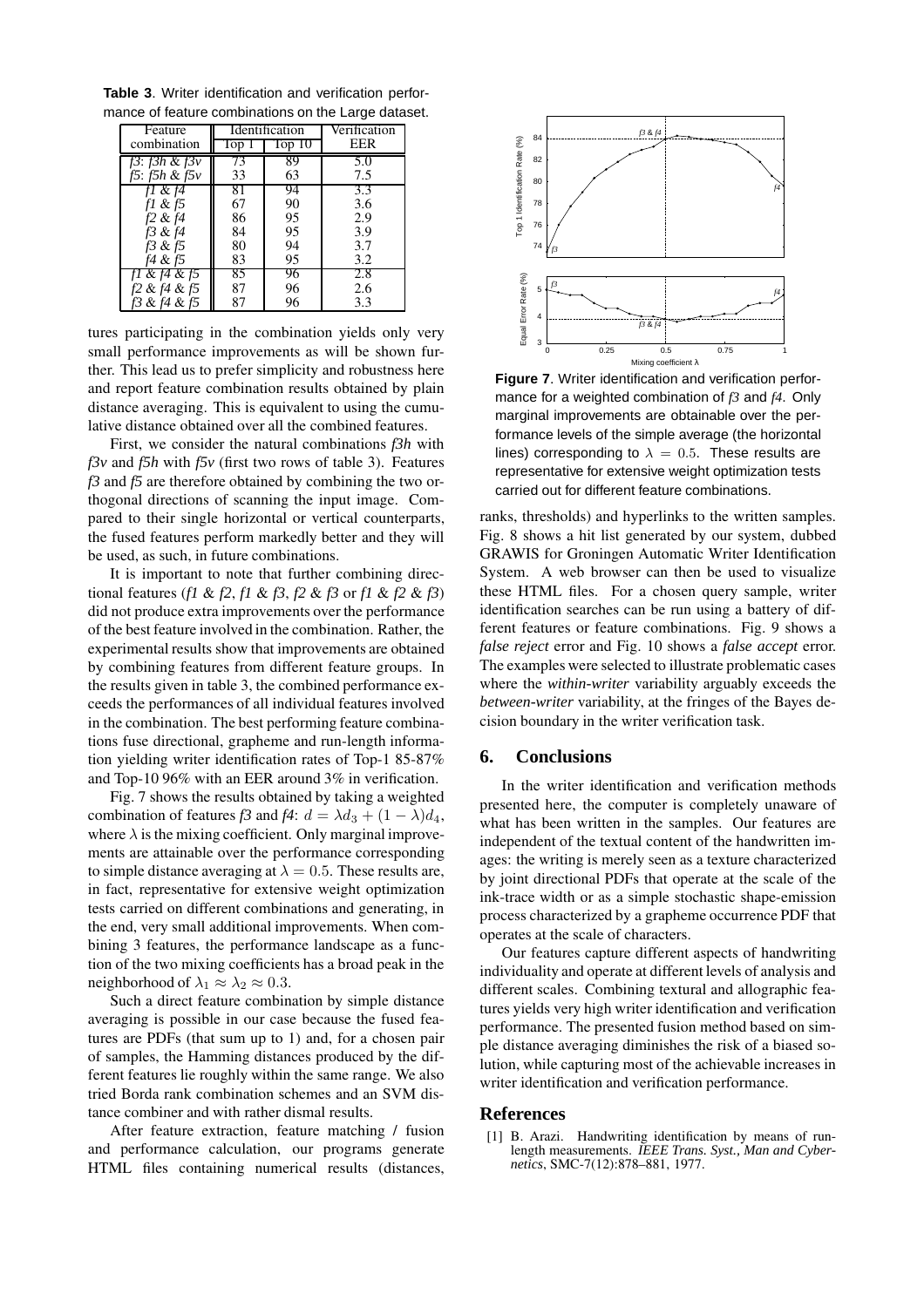**Table 3**. Writer identification and verification performance of feature combinations on the Large dataset.

| Feature combination | Identification | | Verification |
|---|---|---|---|
| | Top 1 | Top 10 | EER |
| *f3*: *f3h* & *f3v* | 73 | 89 | 5.0 |
| *f5*: *f5h* & *f5v* | 33 | 63 | 7.5 |
| *f1* & *f4* | 81 | 94 | 3.3 |
| *f1* & *f5* | 67 | 90 | 3.6 |
| *f2* & *f4* | 86 | 95 | 2.9 |
| *f3* & *f4* | 84 | 95 | 3.9 |
| *f3* & *f5* | 80 | 94 | 3.7 |
| *f4* & *f5* | 83 | 95 | 3.2 |
| *f1* & *f4* & *f5* | 85 | 96 | 2.8 |
| *f2* & *f4* & *f5* | 87 | 96 | 2.6 |
| *f3* & *f4* & *f5* | 87 | 96 | 3.3 |

tures participating in the combination yields only very small performance improvements as will be shown further. This lead us to prefer simplicity and robustness here and report feature combination results obtained by plain distance averaging. This is equivalent to using the cumulative distance obtained over all the combined features.

First, we consider the natural combinations *f3h* with *f3v* and *f5h* with *f5v* (first two rows of table 3). Features *f3* and *f5* are therefore obtained by combining the two orthogonal directions of scanning the input image. Compared to their single horizontal or vertical counterparts, the fused features perform markedly better and they will be used, as such, in future combinations.

It is important to note that further combining directional features (*f1* & *f2*, *f1* & *f3*, *f2* & *f3* or *f1* & *f2* & *f3*) did not produce extra improvements over the performance of the best feature involved in the combination. Rather, the experimental results show that improvements are obtained by combining features from different feature groups. In the results given in table 3, the combined performance exceeds the performances of all individual features involved in the combination. The best performing feature combinations fuse directional, grapheme and run-length information yielding writer identification rates of Top-1 85-87% and Top-10 96% with an EER around 3% in verification.

Fig. 7 shows the results obtained by taking a weighted combination of features *f3* and *f4*: $d = \lambda d_3 + (1 - \lambda)d_4$, where $\lambda$ is the mixing coefficient. Only marginal improvements are attainable over the performance corresponding to simple distance averaging at $\lambda = 0.5$. These results are, in fact, representative for extensive weight optimization tests carried on different combinations and generating, in the end, very small additional improvements. When combining 3 features, the performance landscape as a function of the two mixing coefficients has a broad peak in the neighborhood of $\lambda_1 \approx \lambda_2 \approx 0.3$.

Such a direct feature combination by simple distance averaging is possible in our case because the fused features are PDFs (that sum up to 1) and, for a chosen pair of samples, the Hamming distances produced by the different features lie roughly within the same range. We also tried Borda rank combination schemes and an SVM distance combiner and with rather dismal results.

After feature extraction, feature matching / fusion and performance calculation, our programs generate HTML files containing numerical results (distances, ranks, thresholds) and hyperlinks to the written samples. Fig. 8 shows a hit list generated by our system, dubbed GRAWIS for Groningen Automatic Writer Identification System. A web browser can then be used to visualize these HTML files. For a chosen query sample, writer identification searches can be run using a battery of different features or feature combinations. Fig. 9 shows a *false reject* error and Fig. 10 shows a *false accept* error. The examples were selected to illustrate problematic cases where the *within-writer* variability arguably exceeds the *between-writer* variability, at the fringes of the Bayes decision boundary in the writer verification task.

Top 1 Identification Rate (%)
84
82
80
78
76
74
f3 & f4
f4
f3

Equal Error Rate (%)
5
4
3
f3
f4
f3 & f4
0
0.25
0.5
0.75
1
Mixing coefficient λ

**Figure 7**. Writer identification and verification performance for a weighted combination of *f3* and *f4*. Only marginal improvements are obtainable over the performance levels of the simple average (the horizontal lines) corresponding to $\lambda = 0.5$. These results are representative for extensive weight optimization tests carried out for different feature combinations.

## 6. Conclusions

In the writer identification and verification methods presented here, the computer is completely unaware of what has been written in the samples. Our features are independent of the textual content of the handwritten images: the writing is merely seen as a texture characterized by joint directional PDFs that operate at the scale of the ink-trace width or as a simple stochastic shape-emission process characterized by a grapheme occurrence PDF that operates at the scale of characters.

Our features capture different aspects of handwriting individuality and operate at different levels of analysis and different scales. Combining textural and allographic features yields very high writer identification and verification performance. The presented fusion method based on simple distance averaging diminishes the risk of a biased solution, while capturing most of the achievable increases in writer identification and verification performance.

## References

[1] B. Arazi. Handwriting identification by means of run-length measurements. *IEEE Trans. Syst., Man and Cybernetics*, SMC-7(12):878–881, 1977.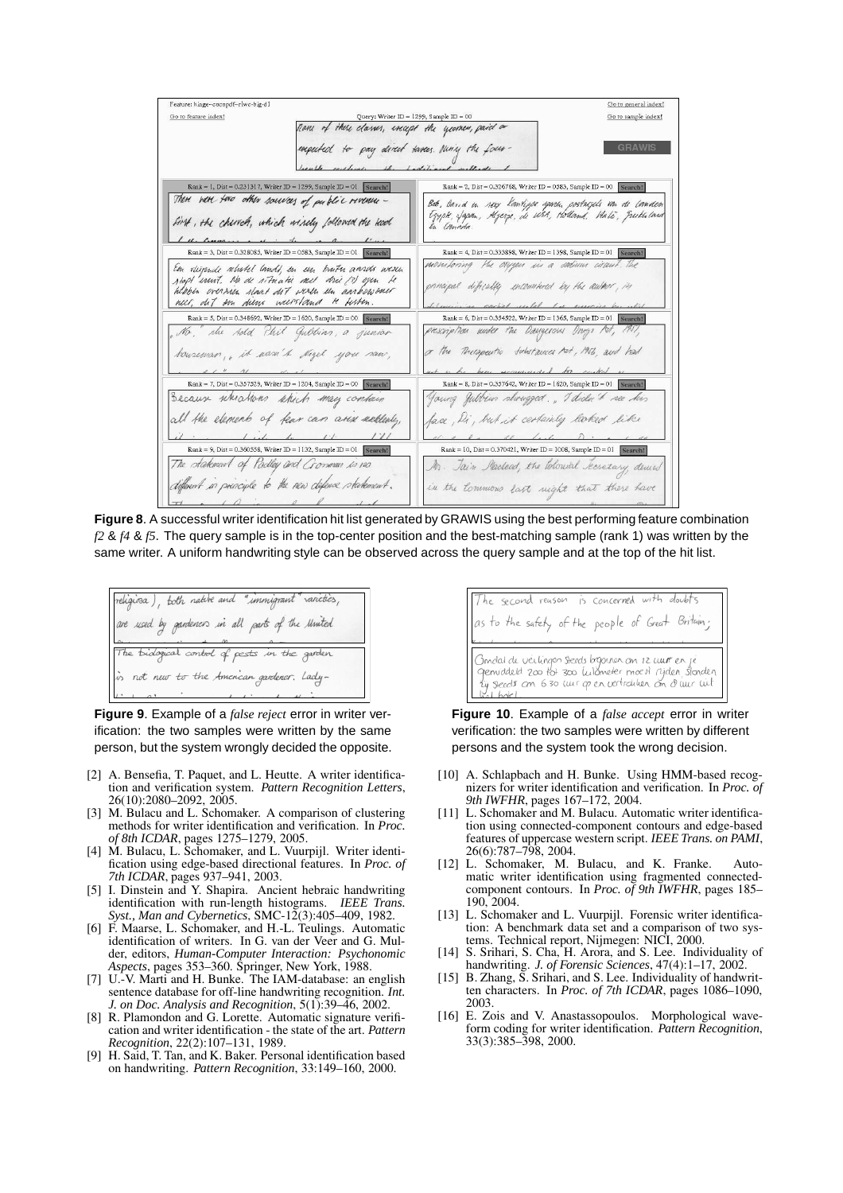**Figure 8**. A successful writer identification hit list generated by GRAWIS using the best performing feature combination *f2* & *f4* & *f5*. The query sample is in the top-center position and the best-matching sample (rank 1) was written by the same writer. A uniform handwriting style can be observed across the query sample and at the top of the hit list.

**Figure 9**. Example of a *false reject* error in writer verification: the two samples were written by the same person, but the system wrongly decided the opposite.

**Figure 10**. Example of a *false accept* error in writer verification: the two samples were written by different persons and the system took the wrong decision.

[2] A. Bensefia, T. Paquet, and L. Heutte. A writer identification and verification system. *Pattern Recognition Letters*, 26(10):2080–2092, 2005.

[3] M. Bulacu and L. Schomaker. A comparison of clustering methods for writer identification and verification. In *Proc. of 8th ICDAR*, pages 1275–1279, 2005.

[4] M. Bulacu, L. Schomaker, and L. Vuurpijl. Writer identification using edge-based directional features. In *Proc. of 7th ICDAR*, pages 937–941, 2003.

[5] I. Dinstein and Y. Shapira. Ancient hebraic handwriting identification with run-length histograms. *IEEE Trans. Syst., Man and Cybernetics*, SMC-12(3):405–409, 1982.

[6] F. Maarse, L. Schomaker, and H.-L. Teulings. Automatic identification of writers. In G. van der Veer and G. Mulder, editors, *Human-Computer Interaction: Psychonomic Aspects*, pages 353–360. Springer, New York, 1988.

[7] U.-V. Marti and H. Bunke. The IAM-database: an english sentence database for off-line handwriting recognition. *Int. J. on Doc. Analysis and Recognition*, 5(1):39–46, 2002.

[8] R. Plamondon and G. Lorette. Automatic signature verification and writer identification - the state of the art. *Pattern Recognition*, 22(2):107–131, 1989.

[9] H. Said, T. Tan, and K. Baker. Personal identification based on handwriting. *Pattern Recognition*, 33:149–160, 2000.

[10] A. Schlapbach and H. Bunke. Using HMM-based recognizers for writer identification and verification. In *Proc. of 9th IWFHR*, pages 167–172, 2004.

[11] L. Schomaker and M. Bulacu. Automatic writer identification using connected-component contours and edge-based features of uppercase western script. *IEEE Trans. on PAMI*, 26(6):787–798, 2004.

[12] L. Schomaker, M. Bulacu, and K. Franke. Automatic writer identification using fragmented connected-component contours. In *Proc. of 9th IWFHR*, pages 185–190, 2004.

[13] L. Schomaker and L. Vuurpijl. Forensic writer identification: A benchmark data set and a comparison of two systems. Technical report, Nijmegen: NICI, 2000.

[14] S. Srihari, S. Cha, H. Arora, and S. Lee. Individuality of handwriting. *J. of Forensic Sciences*, 47(4):1–17, 2002.

[15] B. Zhang, S. Srihari, and S. Lee. Individuality of handwritten characters. In *Proc. of 7th ICDAR*, pages 1086–1090, 2003.

[16] E. Zois and V. Anastassopoulos. Morphological waveform coding for writer identification. *Pattern Recognition*, 33(3):385–398, 2000.